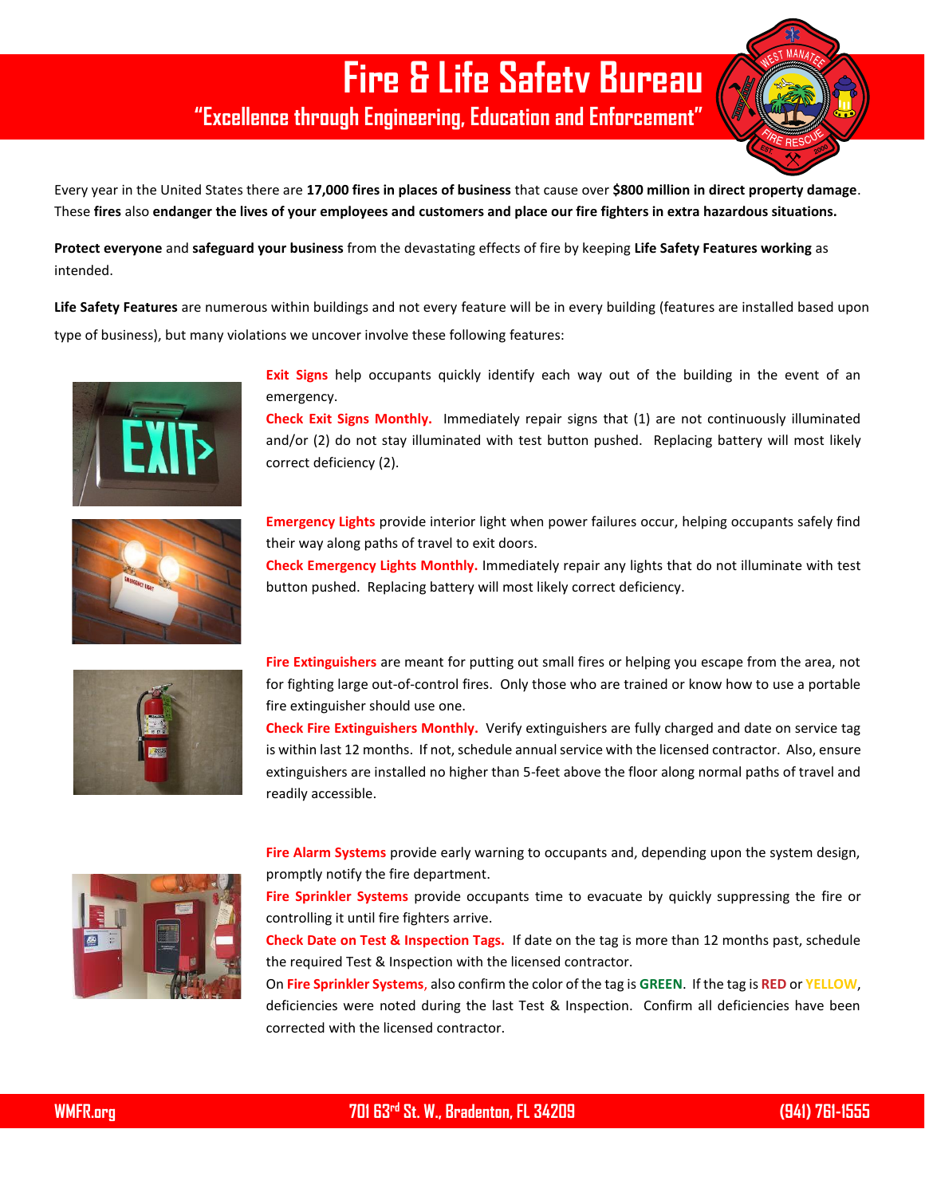# Fire & Life Safetv Bureau

**"Excellence through Engineering, Education and Enforcement"**

Every year in the United States there are **17,000 fires in places of business** that cause over **$800 million in direct property damage**. These **fires** also **endanger the lives of your employees and customers and place our fire fighters in extra hazardous situations.**

**Protect everyone** and **safeguard your business** from the devastating effects of fire by keeping **Life Safety Features working** as intended.

**Life Safety Features** are numerous within buildings and not every feature will be in every building (features are installed based upon type of business), but many violations we uncover involve these following features:

**Exit Signs** help occupants quickly identify each way out of the building in the event of an emergency.

**Check Exit Signs Monthly.** Immediately repair signs that (1) are not continuously illuminated and/or (2) do not stay illuminated with test button pushed. Replacing battery will most likely correct deficiency (2).

**Emergency Lights** provide interior light when power failures occur, helping occupants safely find their way along paths of travel to exit doors.

**Check Emergency Lights Monthly.** Immediately repair any lights that do not illuminate with test button pushed. Replacing battery will most likely correct deficiency.

**Fire Extinguishers** are meant for putting out small fires or helping you escape from the area, not for fighting large out-of-control fires. Only those who are trained or know how to use a portable fire extinguisher should use one.

**Check Fire Extinguishers Monthly.** Verify extinguishers are fully charged and date on service tag is within last 12 months. If not, schedule annual service with the licensed contractor. Also, ensure extinguishers are installed no higher than 5-feet above the floor along normal paths of travel and readily accessible.

**Fire Alarm Systems** provide early warning to occupants and, depending upon the system design, promptly notify the fire department.

**Fire Sprinkler Systems** provide occupants time to evacuate by quickly suppressing the fire or controlling it until fire fighters arrive.

**Check Date on Test & Inspection Tags.** If date on the tag is more than 12 months past, schedule the required Test & Inspection with the licensed contractor.

On **Fire Sprinkler Systems**, also confirm the color of the tag is **GREEN**. If the tag is **RED** or **YELLOW**, deficiencies were noted during the last Test & Inspection. Confirm all deficiencies have been corrected with the licensed contractor.

WMFR.org | 701 63rd St. W., Bradenton, FL 34209 | (941) 761-1555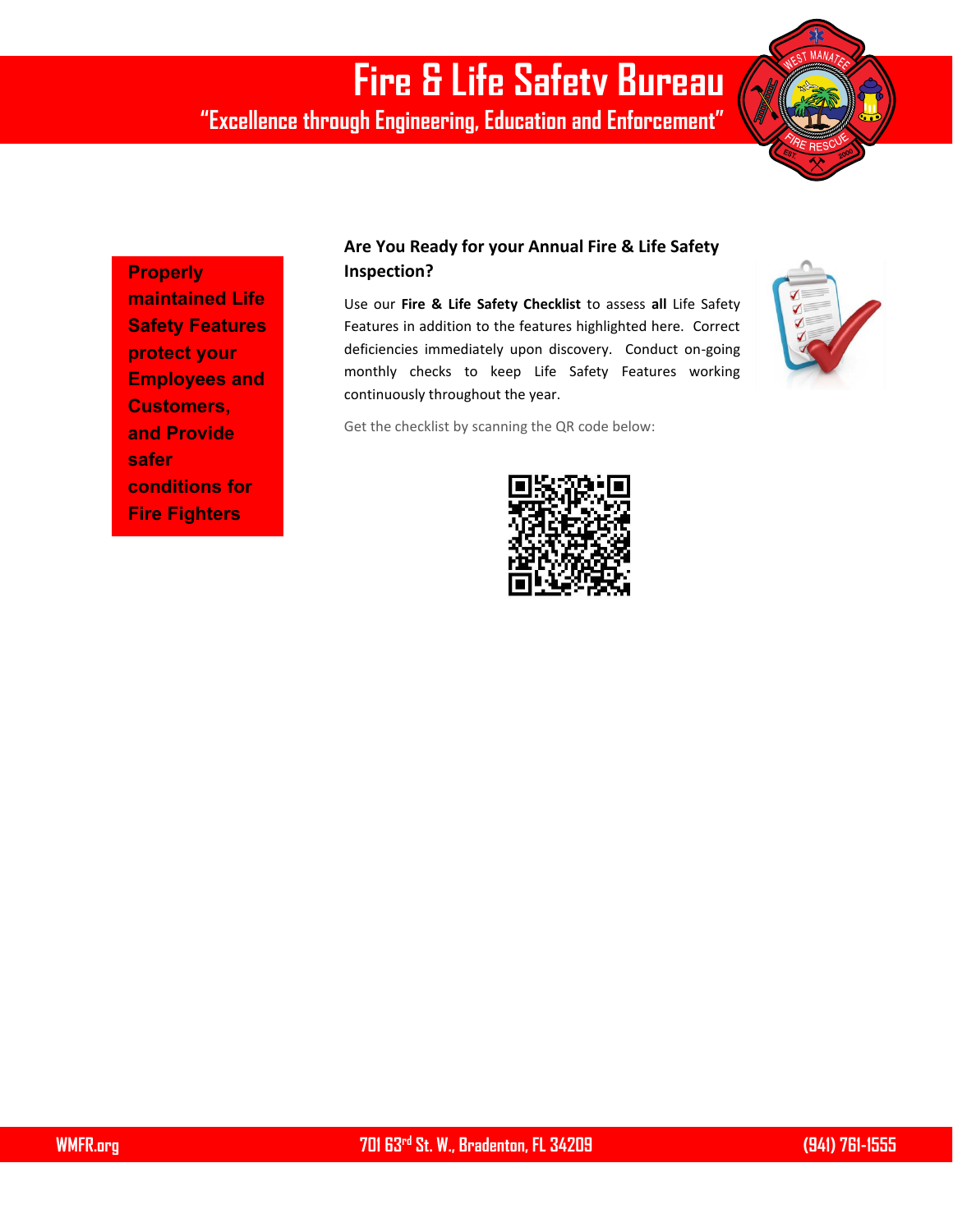# Fire & Life Safety Bureau

**"Excellence through Engineering, Education and Enforcement"**

**Properly maintained Life Safety Features protect your Employees and Customers, and Provide safer conditions for Fire Fighters**

## Are You Ready for your Annual Fire & Life Safety Inspection?

Use our **Fire & Life Safety Checklist** to assess **all** Life Safety Features in addition to the features highlighted here. Correct deficiencies immediately upon discovery. Conduct on-going monthly checks to keep Life Safety Features working continuously throughout the year.

Get the checklist by scanning the QR code below:

WMFR.org 701 63rd St. W., Bradenton, FL 34209 (941) 761-1555